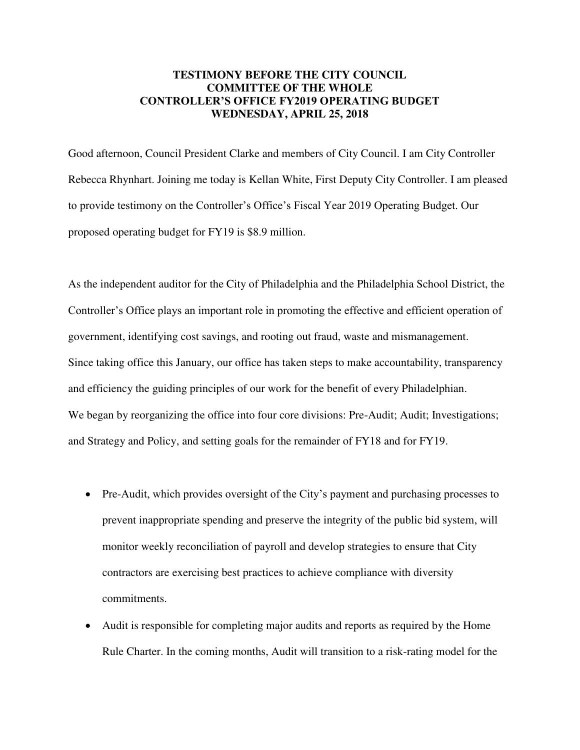**TESTIMONY BEFORE THE CITY COUNCIL**
**COMMITTEE OF THE WHOLE**
**CONTROLLER'S OFFICE FY2019 OPERATING BUDGET**
**WEDNESDAY, APRIL 25, 2018**

Good afternoon, Council President Clarke and members of City Council. I am City Controller Rebecca Rhynhart. Joining me today is Kellan White, First Deputy City Controller. I am pleased to provide testimony on the Controller's Office's Fiscal Year 2019 Operating Budget. Our proposed operating budget for FY19 is $8.9 million.

As the independent auditor for the City of Philadelphia and the Philadelphia School District, the Controller's Office plays an important role in promoting the effective and efficient operation of government, identifying cost savings, and rooting out fraud, waste and mismanagement.
Since taking office this January, our office has taken steps to make accountability, transparency and efficiency the guiding principles of our work for the benefit of every Philadelphian.
We began by reorganizing the office into four core divisions: Pre-Audit; Audit; Investigations; and Strategy and Policy, and setting goals for the remainder of FY18 and for FY19.

- Pre-Audit, which provides oversight of the City's payment and purchasing processes to prevent inappropriate spending and preserve the integrity of the public bid system, will monitor weekly reconciliation of payroll and develop strategies to ensure that City contractors are exercising best practices to achieve compliance with diversity commitments.
- Audit is responsible for completing major audits and reports as required by the Home Rule Charter. In the coming months, Audit will transition to a risk-rating model for the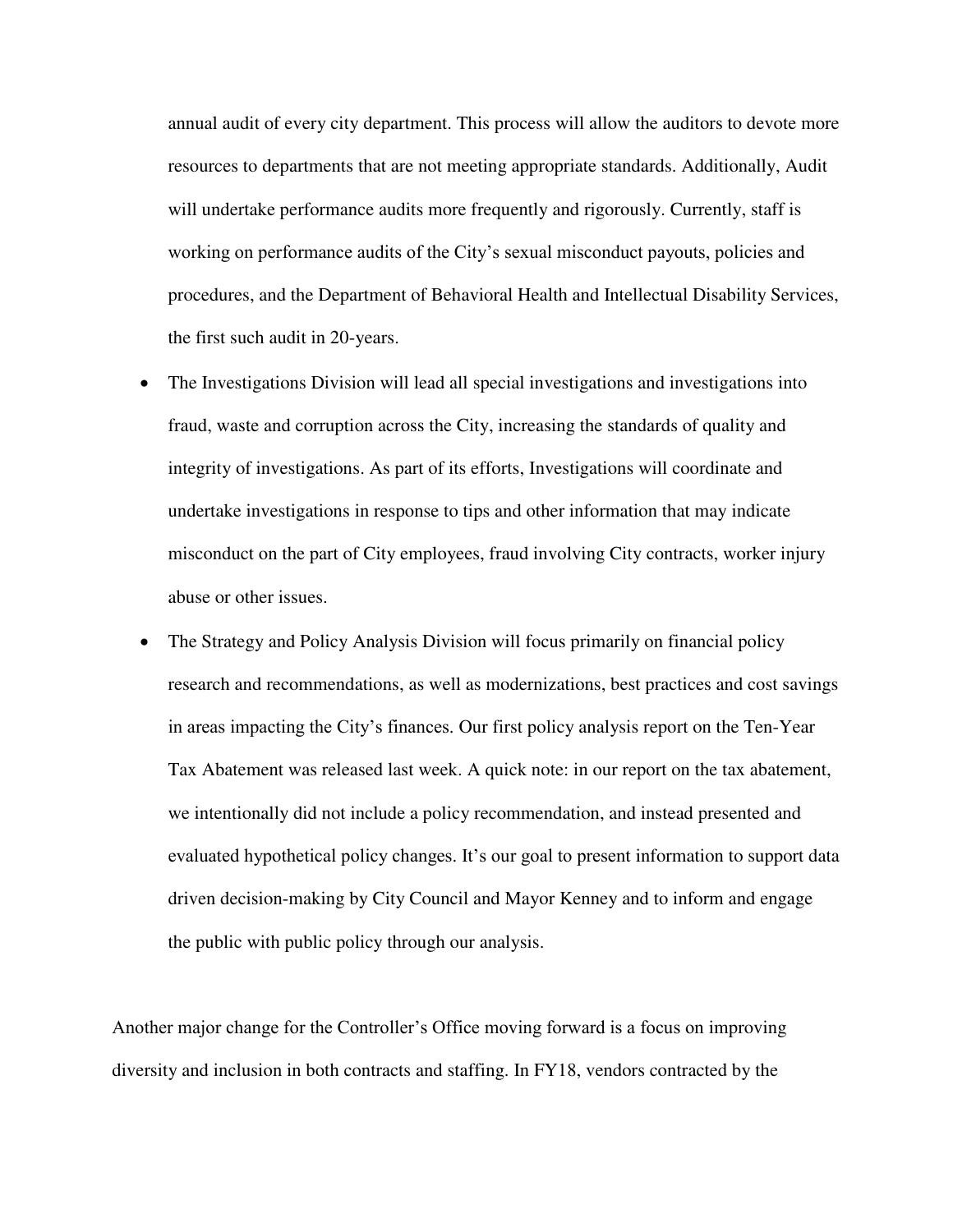annual audit of every city department. This process will allow the auditors to devote more resources to departments that are not meeting appropriate standards. Additionally, Audit will undertake performance audits more frequently and rigorously. Currently, staff is working on performance audits of the City's sexual misconduct payouts, policies and procedures, and the Department of Behavioral Health and Intellectual Disability Services, the first such audit in 20-years.

- The Investigations Division will lead all special investigations and investigations into fraud, waste and corruption across the City, increasing the standards of quality and integrity of investigations. As part of its efforts, Investigations will coordinate and undertake investigations in response to tips and other information that may indicate misconduct on the part of City employees, fraud involving City contracts, worker injury abuse or other issues.
- The Strategy and Policy Analysis Division will focus primarily on financial policy research and recommendations, as well as modernizations, best practices and cost savings in areas impacting the City's finances. Our first policy analysis report on the Ten-Year Tax Abatement was released last week. A quick note: in our report on the tax abatement, we intentionally did not include a policy recommendation, and instead presented and evaluated hypothetical policy changes. It's our goal to present information to support data driven decision-making by City Council and Mayor Kenney and to inform and engage the public with public policy through our analysis.

Another major change for the Controller's Office moving forward is a focus on improving diversity and inclusion in both contracts and staffing. In FY18, vendors contracted by the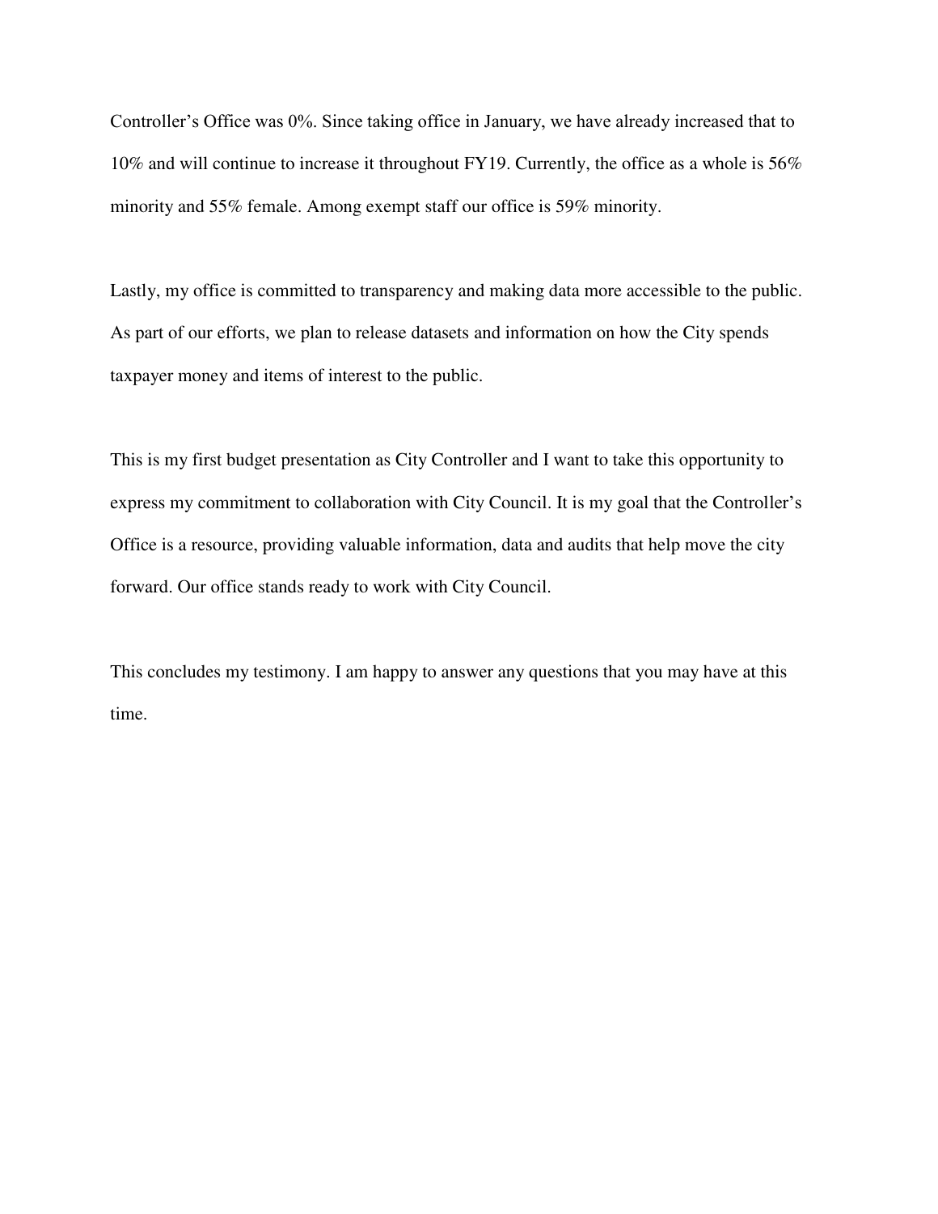Controller's Office was 0%. Since taking office in January, we have already increased that to 10% and will continue to increase it throughout FY19. Currently, the office as a whole is 56% minority and 55% female. Among exempt staff our office is 59% minority.

Lastly, my office is committed to transparency and making data more accessible to the public. As part of our efforts, we plan to release datasets and information on how the City spends taxpayer money and items of interest to the public.

This is my first budget presentation as City Controller and I want to take this opportunity to express my commitment to collaboration with City Council. It is my goal that the Controller's Office is a resource, providing valuable information, data and audits that help move the city forward. Our office stands ready to work with City Council.

This concludes my testimony. I am happy to answer any questions that you may have at this time.